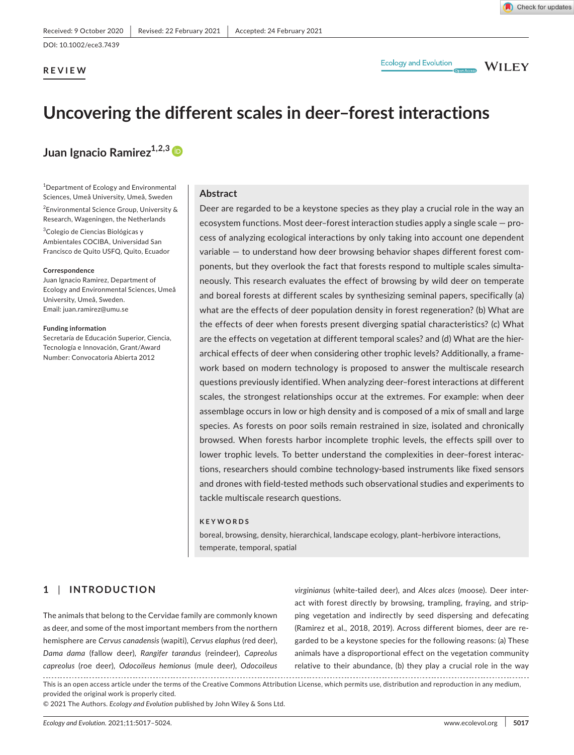Received: 9 October 2020 | Revised: 22 February 2021 | Accepted: 24 February 2021

DOI: 10.1002/ece3.7439

**REVIEW**

# Uncovering the different scales in deer–forest interactions

**Juan Ignacio Ramirez**[1,2,3]

[1]Department of Ecology and Environmental Sciences, Umeå University, Umeå, Sweden

[2]Environmental Science Group, University & Research, Wageningen, the Netherlands

[3]Colegio de Ciencias Biológicas y Ambientales COCIBA, Universidad San Francisco de Quito USFQ, Quito, Ecuador

**Correspondence**
Juan Ignacio Ramirez, Department of Ecology and Environmental Sciences, Umeå University, Umeå, Sweden.
Email: juan.ramirez@umu.se

**Funding information**
Secretaría de Educación Superior, Ciencia, Tecnología e Innovación, Grant/Award Number: Convocatoria Abierta 2012

## Abstract

Deer are regarded to be a keystone species as they play a crucial role in the way an ecosystem functions. Most deer–forest interaction studies apply a single scale — process of analyzing ecological interactions by only taking into account one dependent variable — to understand how deer browsing behavior shapes different forest components, but they overlook the fact that forests respond to multiple scales simultaneously. This research evaluates the effect of browsing by wild deer on temperate and boreal forests at different scales by synthesizing seminal papers, specifically (a) what are the effects of deer population density in forest regeneration? (b) What are the effects of deer when forests present diverging spatial characteristics? (c) What are the effects on vegetation at different temporal scales? and (d) What are the hierarchical effects of deer when considering other trophic levels? Additionally, a framework based on modern technology is proposed to answer the multiscale research questions previously identified. When analyzing deer–forest interactions at different scales, the strongest relationships occur at the extremes. For example: when deer assemblage occurs in low or high density and is composed of a mix of small and large species. As forests on poor soils remain restrained in size, isolated and chronically browsed. When forests harbor incomplete trophic levels, the effects spill over to lower trophic levels. To better understand the complexities in deer–forest interactions, researchers should combine technology-based instruments like fixed sensors and drones with field-tested methods such observational studies and experiments to tackle multiscale research questions.

**KEYWORDS**

boreal, browsing, density, hierarchical, landscape ecology, plant–herbivore interactions, temperate, temporal, spatial

## 1 | INTRODUCTION

The animals that belong to the Cervidae family are commonly known as deer, and some of the most important members from the northern hemisphere are *Cervus canadensis* (wapiti), *Cervus elaphus* (red deer), *Dama dama* (fallow deer), *Rangifer tarandus* (reindeer), *Capreolus capreolus* (roe deer), *Odocoileus hemionus* (mule deer), *Odocoileus virginianus* (white-tailed deer), and *Alces alces* (moose). Deer interact with forest directly by browsing, trampling, fraying, and stripping vegetation and indirectly by seed dispersing and defecating (Ramirez et al., 2018, 2019). Across different biomes, deer are regarded to be a keystone species for the following reasons: (a) These animals have a disproportional effect on the vegetation community relative to their abundance, (b) they play a crucial role in the way

This is an open access article under the terms of the Creative Commons Attribution License, which permits use, distribution and reproduction in any medium, provided the original work is properly cited.
© 2021 The Authors. *Ecology and Evolution* published by John Wiley & Sons Ltd.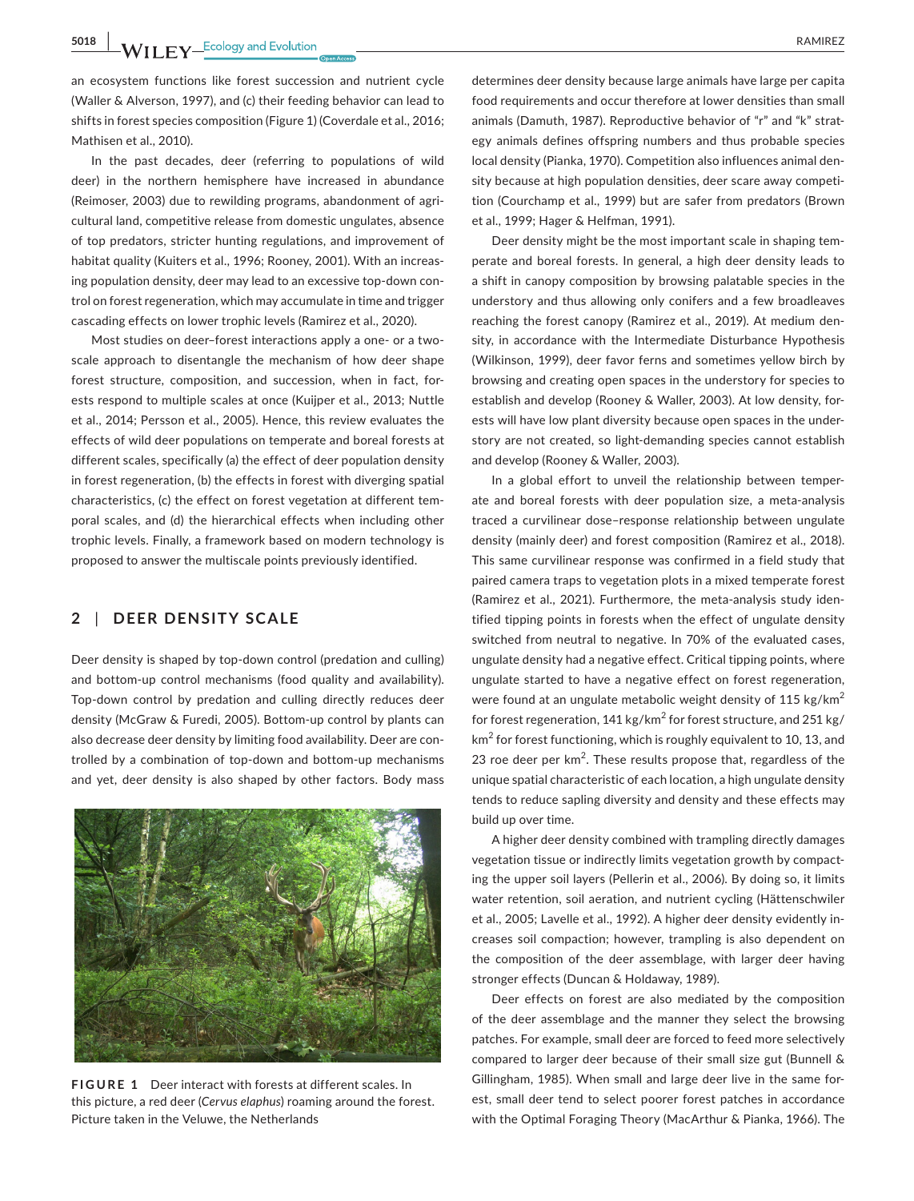an ecosystem functions like forest succession and nutrient cycle (Waller & Alverson, 1997), and (c) their feeding behavior can lead to shifts in forest species composition (Figure 1) (Coverdale et al., 2016; Mathisen et al., 2010).

In the past decades, deer (referring to populations of wild deer) in the northern hemisphere have increased in abundance (Reimoser, 2003) due to rewilding programs, abandonment of agricultural land, competitive release from domestic ungulates, absence of top predators, stricter hunting regulations, and improvement of habitat quality (Kuiters et al., 1996; Rooney, 2001). With an increasing population density, deer may lead to an excessive top-down control on forest regeneration, which may accumulate in time and trigger cascading effects on lower trophic levels (Ramirez et al., 2020).

Most studies on deer–forest interactions apply a one- or a two-scale approach to disentangle the mechanism of how deer shape forest structure, composition, and succession, when in fact, forests respond to multiple scales at once (Kuijper et al., 2013; Nuttle et al., 2014; Persson et al., 2005). Hence, this review evaluates the effects of wild deer populations on temperate and boreal forests at different scales, specifically (a) the effect of deer population density in forest regeneration, (b) the effects in forest with diverging spatial characteristics, (c) the effect on forest vegetation at different temporal scales, and (d) the hierarchical effects when including other trophic levels. Finally, a framework based on modern technology is proposed to answer the multiscale points previously identified.

## 2 | DEER DENSITY SCALE

Deer density is shaped by top-down control (predation and culling) and bottom-up control mechanisms (food quality and availability). Top-down control by predation and culling directly reduces deer density (McGraw & Furedi, 2005). Bottom-up control by plants can also decrease deer density by limiting food availability. Deer are controlled by a combination of top-down and bottom-up mechanisms and yet, deer density is also shaped by other factors. Body mass determines deer density because large animals have large per capita food requirements and occur therefore at lower densities than small animals (Damuth, 1987). Reproductive behavior of "r" and "k" strategy animals defines offspring numbers and thus probable species local density (Pianka, 1970). Competition also influences animal density because at high population densities, deer scare away competition (Courchamp et al., 1999) but are safer from predators (Brown et al., 1999; Hager & Helfman, 1991).

**FIGURE 1** Deer interact with forests at different scales. In this picture, a red deer (*Cervus elaphus*) roaming around the forest. Picture taken in the Veluwe, the Netherlands

Deer density might be the most important scale in shaping temperate and boreal forests. In general, a high deer density leads to a shift in canopy composition by browsing palatable species in the understory and thus allowing only conifers and a few broadleaves reaching the forest canopy (Ramirez et al., 2019). At medium density, in accordance with the Intermediate Disturbance Hypothesis (Wilkinson, 1999), deer favor ferns and sometimes yellow birch by browsing and creating open spaces in the understory for species to establish and develop (Rooney & Waller, 2003). At low density, forests will have low plant diversity because open spaces in the understory are not created, so light-demanding species cannot establish and develop (Rooney & Waller, 2003).

In a global effort to unveil the relationship between temperate and boreal forests with deer population size, a meta-analysis traced a curvilinear dose–response relationship between ungulate density (mainly deer) and forest composition (Ramirez et al., 2018). This same curvilinear response was confirmed in a field study that paired camera traps to vegetation plots in a mixed temperate forest (Ramirez et al., 2021). Furthermore, the meta-analysis study identified tipping points in forests when the effect of ungulate density switched from neutral to negative. In 70% of the evaluated cases, ungulate density had a negative effect. Critical tipping points, where ungulate started to have a negative effect on forest regeneration, were found at an ungulate metabolic weight density of 115 kg/km$^2$ for forest regeneration, 141 kg/km$^2$ for forest structure, and 251 kg/km$^2$ for forest functioning, which is roughly equivalent to 10, 13, and 23 roe deer per km$^2$. These results propose that, regardless of the unique spatial characteristic of each location, a high ungulate density tends to reduce sapling diversity and density and these effects may build up over time.

A higher deer density combined with trampling directly damages vegetation tissue or indirectly limits vegetation growth by compacting the upper soil layers (Pellerin et al., 2006). By doing so, it limits water retention, soil aeration, and nutrient cycling (Hättenschwiler et al., 2005; Lavelle et al., 1992). A higher deer density evidently increases soil compaction; however, trampling is also dependent on the composition of the deer assemblage, with larger deer having stronger effects (Duncan & Holdaway, 1989).

Deer effects on forest are also mediated by the composition of the deer assemblage and the manner they select the browsing patches. For example, small deer are forced to feed more selectively compared to larger deer because of their small size gut (Bunnell & Gillingham, 1985). When small and large deer live in the same forest, small deer tend to select poorer forest patches in accordance with the Optimal Foraging Theory (MacArthur & Pianka, 1966). The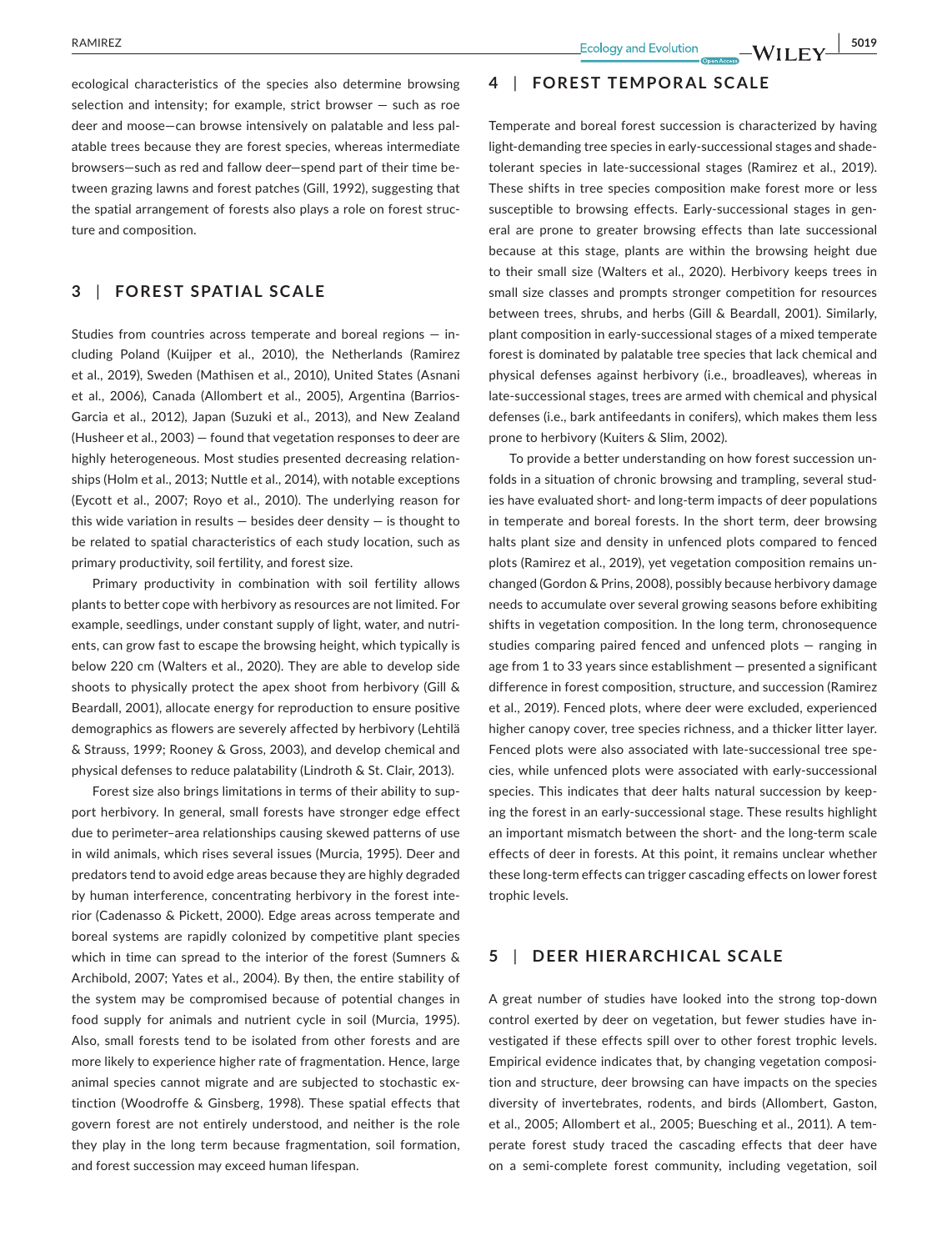ecological characteristics of the species also determine browsing selection and intensity; for example, strict browser — such as roe deer and moose—can browse intensively on palatable and less palatable trees because they are forest species, whereas intermediate browsers—such as red and fallow deer—spend part of their time between grazing lawns and forest patches (Gill, 1992), suggesting that the spatial arrangement of forests also plays a role on forest structure and composition.

## 3 | FOREST SPATIAL SCALE

Studies from countries across temperate and boreal regions — including Poland (Kuijper et al., 2010), the Netherlands (Ramirez et al., 2019), Sweden (Mathisen et al., 2010), United States (Asnani et al., 2006), Canada (Allombert et al., 2005), Argentina (Barrios-Garcia et al., 2012), Japan (Suzuki et al., 2013), and New Zealand (Husheer et al., 2003) — found that vegetation responses to deer are highly heterogeneous. Most studies presented decreasing relationships (Holm et al., 2013; Nuttle et al., 2014), with notable exceptions (Eycott et al., 2007; Royo et al., 2010). The underlying reason for this wide variation in results — besides deer density — is thought to be related to spatial characteristics of each study location, such as primary productivity, soil fertility, and forest size.

Primary productivity in combination with soil fertility allows plants to better cope with herbivory as resources are not limited. For example, seedlings, under constant supply of light, water, and nutrients, can grow fast to escape the browsing height, which typically is below 220 cm (Walters et al., 2020). They are able to develop side shoots to physically protect the apex shoot from herbivory (Gill & Beardall, 2001), allocate energy for reproduction to ensure positive demographics as flowers are severely affected by herbivory (Lehtilä & Strauss, 1999; Rooney & Gross, 2003), and develop chemical and physical defenses to reduce palatability (Lindroth & St. Clair, 2013).

Forest size also brings limitations in terms of their ability to support herbivory. In general, small forests have stronger edge effect due to perimeter–area relationships causing skewed patterns of use in wild animals, which rises several issues (Murcia, 1995). Deer and predators tend to avoid edge areas because they are highly degraded by human interference, concentrating herbivory in the forest interior (Cadenasso & Pickett, 2000). Edge areas across temperate and boreal systems are rapidly colonized by competitive plant species which in time can spread to the interior of the forest (Sumners & Archibold, 2007; Yates et al., 2004). By then, the entire stability of the system may be compromised because of potential changes in food supply for animals and nutrient cycle in soil (Murcia, 1995). Also, small forests tend to be isolated from other forests and are more likely to experience higher rate of fragmentation. Hence, large animal species cannot migrate and are subjected to stochastic extinction (Woodroffe & Ginsberg, 1998). These spatial effects that govern forest are not entirely understood, and neither is the role they play in the long term because fragmentation, soil formation, and forest succession may exceed human lifespan.

## 4 | FOREST TEMPORAL SCALE

Temperate and boreal forest succession is characterized by having light-demanding tree species in early-successional stages and shade-tolerant species in late-successional stages (Ramirez et al., 2019). These shifts in tree species composition make forest more or less susceptible to browsing effects. Early-successional stages in general are prone to greater browsing effects than late successional because at this stage, plants are within the browsing height due to their small size (Walters et al., 2020). Herbivory keeps trees in small size classes and prompts stronger competition for resources between trees, shrubs, and herbs (Gill & Beardall, 2001). Similarly, plant composition in early-successional stages of a mixed temperate forest is dominated by palatable tree species that lack chemical and physical defenses against herbivory (i.e., broadleaves), whereas in late-successional stages, trees are armed with chemical and physical defenses (i.e., bark antifeedants in conifers), which makes them less prone to herbivory (Kuiters & Slim, 2002).

To provide a better understanding on how forest succession unfolds in a situation of chronic browsing and trampling, several studies have evaluated short- and long-term impacts of deer populations in temperate and boreal forests. In the short term, deer browsing halts plant size and density in unfenced plots compared to fenced plots (Ramirez et al., 2019), yet vegetation composition remains unchanged (Gordon & Prins, 2008), possibly because herbivory damage needs to accumulate over several growing seasons before exhibiting shifts in vegetation composition. In the long term, chronosequence studies comparing paired fenced and unfenced plots — ranging in age from 1 to 33 years since establishment — presented a significant difference in forest composition, structure, and succession (Ramirez et al., 2019). Fenced plots, where deer were excluded, experienced higher canopy cover, tree species richness, and a thicker litter layer. Fenced plots were also associated with late-successional tree species, while unfenced plots were associated with early-successional species. This indicates that deer halts natural succession by keeping the forest in an early-successional stage. These results highlight an important mismatch between the short- and the long-term scale effects of deer in forests. At this point, it remains unclear whether these long-term effects can trigger cascading effects on lower forest trophic levels.

## 5 | DEER HIERARCHICAL SCALE

A great number of studies have looked into the strong top-down control exerted by deer on vegetation, but fewer studies have investigated if these effects spill over to other forest trophic levels. Empirical evidence indicates that, by changing vegetation composition and structure, deer browsing can have impacts on the species diversity of invertebrates, rodents, and birds (Allombert, Gaston, et al., 2005; Allombert et al., 2005; Buesching et al., 2011). A temperate forest study traced the cascading effects that deer have on a semi-complete forest community, including vegetation, soil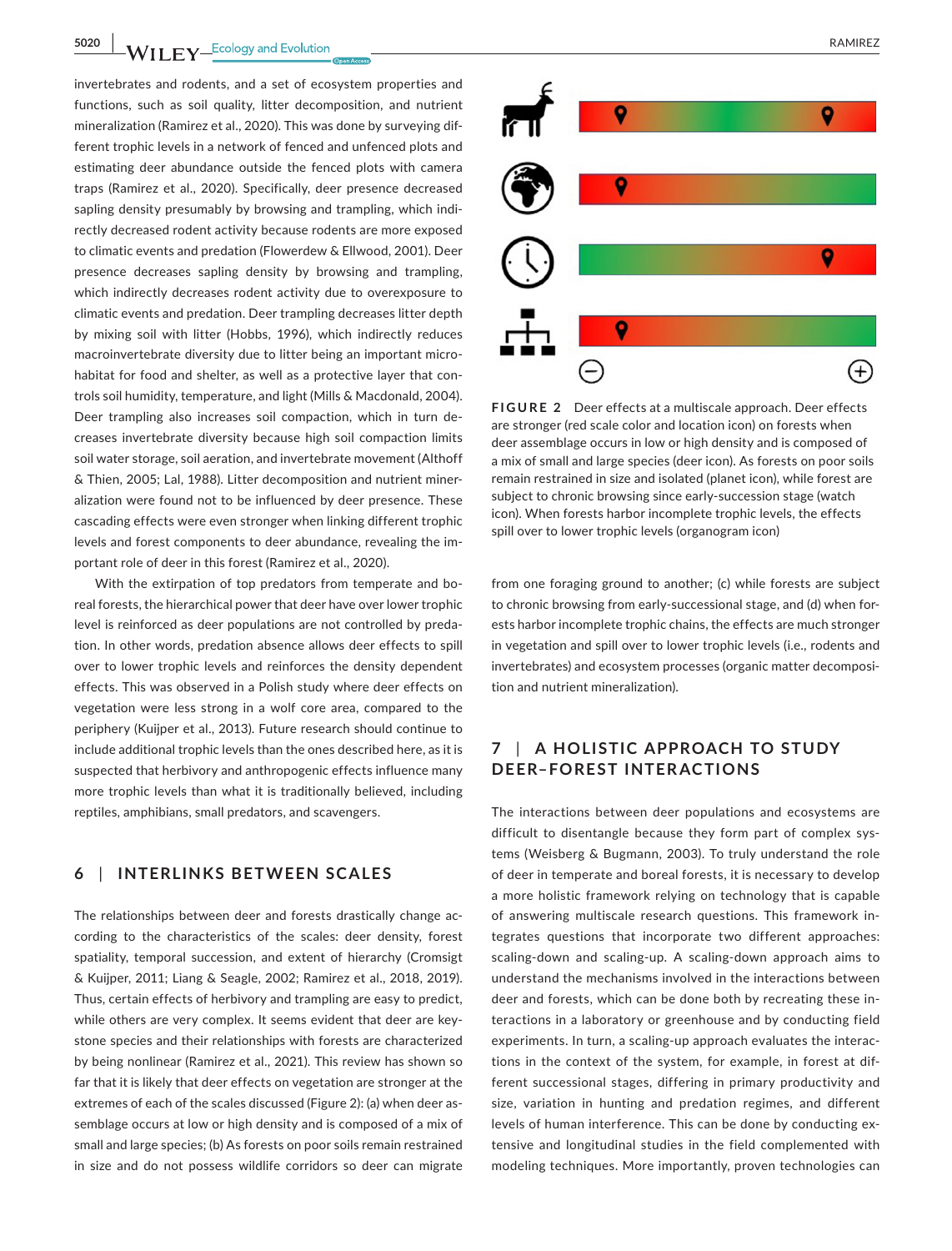invertebrates and rodents, and a set of ecosystem properties and functions, such as soil quality, litter decomposition, and nutrient mineralization (Ramirez et al., 2020). This was done by surveying different trophic levels in a network of fenced and unfenced plots and estimating deer abundance outside the fenced plots with camera traps (Ramirez et al., 2020). Specifically, deer presence decreased sapling density presumably by browsing and trampling, which indirectly decreased rodent activity because rodents are more exposed to climatic events and predation (Flowerdew & Ellwood, 2001). Deer presence decreases sapling density by browsing and trampling, which indirectly decreases rodent activity due to overexposure to climatic events and predation. Deer trampling decreases litter depth by mixing soil with litter (Hobbs, 1996), which indirectly reduces macroinvertebrate diversity due to litter being an important microhabitat for food and shelter, as well as a protective layer that controls soil humidity, temperature, and light (Mills & Macdonald, 2004). Deer trampling also increases soil compaction, which in turn decreases invertebrate diversity because high soil compaction limits soil water storage, soil aeration, and invertebrate movement (Althoff & Thien, 2005; Lal, 1988). Litter decomposition and nutrient mineralization were found not to be influenced by deer presence. These cascading effects were even stronger when linking different trophic levels and forest components to deer abundance, revealing the important role of deer in this forest (Ramirez et al., 2020).

With the extirpation of top predators from temperate and boreal forests, the hierarchical power that deer have over lower trophic level is reinforced as deer populations are not controlled by predation. In other words, predation absence allows deer effects to spill over to lower trophic levels and reinforces the density dependent effects. This was observed in a Polish study where deer effects on vegetation were less strong in a wolf core area, compared to the periphery (Kuijper et al., 2013). Future research should continue to include additional trophic levels than the ones described here, as it is suspected that herbivory and anthropogenic effects influence many more trophic levels than what it is traditionally believed, including reptiles, amphibians, small predators, and scavengers.

## 6 | INTERLINKS BETWEEN SCALES

The relationships between deer and forests drastically change according to the characteristics of the scales: deer density, forest spatiality, temporal succession, and extent of hierarchy (Cromsigt & Kuijper, 2011; Liang & Seagle, 2002; Ramirez et al., 2018, 2019). Thus, certain effects of herbivory and trampling are easy to predict, while others are very complex. It seems evident that deer are keystone species and their relationships with forests are characterized by being nonlinear (Ramirez et al., 2021). This review has shown so far that it is likely that deer effects on vegetation are stronger at the extremes of each of the scales discussed (Figure 2): (a) when deer assemblage occurs at low or high density and is composed of a mix of small and large species; (b) As forests on poor soils remain restrained in size and do not possess wildlife corridors so deer can migrate from one foraging ground to another; (c) while forests are subject to chronic browsing from early-successional stage, and (d) when forests harbor incomplete trophic chains, the effects are much stronger in vegetation and spill over to lower trophic levels (i.e., rodents and invertebrates) and ecosystem processes (organic matter decomposition and nutrient mineralization).

**FIGURE 2** Deer effects at a multiscale approach. Deer effects are stronger (red scale color and location icon) on forests when deer assemblage occurs in low or high density and is composed of a mix of small and large species (deer icon). As forests on poor soils remain restrained in size and isolated (planet icon), while forest are subject to chronic browsing since early-succession stage (watch icon). When forests harbor incomplete trophic levels, the effects spill over to lower trophic levels (organogram icon)

## 7 | A HOLISTIC APPROACH TO STUDY DEER–FOREST INTERACTIONS

The interactions between deer populations and ecosystems are difficult to disentangle because they form part of complex systems (Weisberg & Bugmann, 2003). To truly understand the role of deer in temperate and boreal forests, it is necessary to develop a more holistic framework relying on technology that is capable of answering multiscale research questions. This framework integrates questions that incorporate two different approaches: scaling-down and scaling-up. A scaling-down approach aims to understand the mechanisms involved in the interactions between deer and forests, which can be done both by recreating these interactions in a laboratory or greenhouse and by conducting field experiments. In turn, a scaling-up approach evaluates the interactions in the context of the system, for example, in forest at different successional stages, differing in primary productivity and size, variation in hunting and predation regimes, and different levels of human interference. This can be done by conducting extensive and longitudinal studies in the field complemented with modeling techniques. More importantly, proven technologies can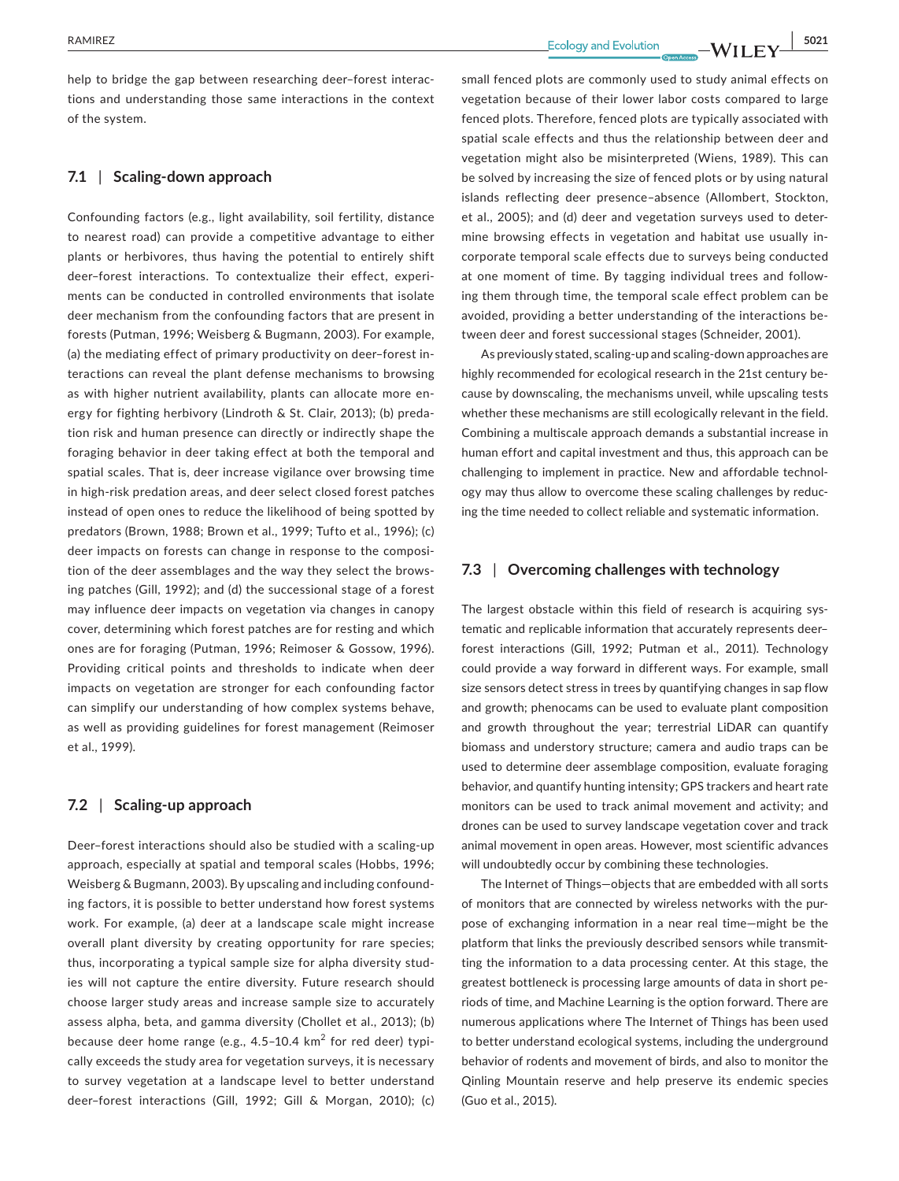help to bridge the gap between researching deer–forest interactions and understanding those same interactions in the context of the system.

### 7.1 | Scaling-down approach

Confounding factors (e.g., light availability, soil fertility, distance to nearest road) can provide a competitive advantage to either plants or herbivores, thus having the potential to entirely shift deer–forest interactions. To contextualize their effect, experiments can be conducted in controlled environments that isolate deer mechanism from the confounding factors that are present in forests (Putman, 1996; Weisberg & Bugmann, 2003). For example, (a) the mediating effect of primary productivity on deer–forest interactions can reveal the plant defense mechanisms to browsing as with higher nutrient availability, plants can allocate more energy for fighting herbivory (Lindroth & St. Clair, 2013); (b) predation risk and human presence can directly or indirectly shape the foraging behavior in deer taking effect at both the temporal and spatial scales. That is, deer increase vigilance over browsing time in high-risk predation areas, and deer select closed forest patches instead of open ones to reduce the likelihood of being spotted by predators (Brown, 1988; Brown et al., 1999; Tufto et al., 1996); (c) deer impacts on forests can change in response to the composition of the deer assemblages and the way they select the browsing patches (Gill, 1992); and (d) the successional stage of a forest may influence deer impacts on vegetation via changes in canopy cover, determining which forest patches are for resting and which ones are for foraging (Putman, 1996; Reimoser & Gossow, 1996). Providing critical points and thresholds to indicate when deer impacts on vegetation are stronger for each confounding factor can simplify our understanding of how complex systems behave, as well as providing guidelines for forest management (Reimoser et al., 1999).

### 7.2 | Scaling-up approach

Deer–forest interactions should also be studied with a scaling-up approach, especially at spatial and temporal scales (Hobbs, 1996; Weisberg & Bugmann, 2003). By upscaling and including confounding factors, it is possible to better understand how forest systems work. For example, (a) deer at a landscape scale might increase overall plant diversity by creating opportunity for rare species; thus, incorporating a typical sample size for alpha diversity studies will not capture the entire diversity. Future research should choose larger study areas and increase sample size to accurately assess alpha, beta, and gamma diversity (Chollet et al., 2013); (b) because deer home range (e.g., 4.5–10.4 $km^2$ for red deer) typically exceeds the study area for vegetation surveys, it is necessary to survey vegetation at a landscape level to better understand deer–forest interactions (Gill, 1992; Gill & Morgan, 2010); (c) small fenced plots are commonly used to study animal effects on vegetation because of their lower labor costs compared to large fenced plots. Therefore, fenced plots are typically associated with spatial scale effects and thus the relationship between deer and vegetation might also be misinterpreted (Wiens, 1989). This can be solved by increasing the size of fenced plots or by using natural islands reflecting deer presence–absence (Allombert, Stockton, et al., 2005); and (d) deer and vegetation surveys used to determine browsing effects in vegetation and habitat use usually incorporate temporal scale effects due to surveys being conducted at one moment of time. By tagging individual trees and following them through time, the temporal scale effect problem can be avoided, providing a better understanding of the interactions between deer and forest successional stages (Schneider, 2001).

As previously stated, scaling-up and scaling-down approaches are highly recommended for ecological research in the 21st century because by downscaling, the mechanisms unveil, while upscaling tests whether these mechanisms are still ecologically relevant in the field. Combining a multiscale approach demands a substantial increase in human effort and capital investment and thus, this approach can be challenging to implement in practice. New and affordable technology may thus allow to overcome these scaling challenges by reducing the time needed to collect reliable and systematic information.

### 7.3 | Overcoming challenges with technology

The largest obstacle within this field of research is acquiring systematic and replicable information that accurately represents deer–forest interactions (Gill, 1992; Putman et al., 2011). Technology could provide a way forward in different ways. For example, small size sensors detect stress in trees by quantifying changes in sap flow and growth; phenocams can be used to evaluate plant composition and growth throughout the year; terrestrial LiDAR can quantify biomass and understory structure; camera and audio traps can be used to determine deer assemblage composition, evaluate foraging behavior, and quantify hunting intensity; GPS trackers and heart rate monitors can be used to track animal movement and activity; and drones can be used to survey landscape vegetation cover and track animal movement in open areas. However, most scientific advances will undoubtedly occur by combining these technologies.

The Internet of Things—objects that are embedded with all sorts of monitors that are connected by wireless networks with the purpose of exchanging information in a near real time—might be the platform that links the previously described sensors while transmitting the information to a data processing center. At this stage, the greatest bottleneck is processing large amounts of data in short periods of time, and Machine Learning is the option forward. There are numerous applications where The Internet of Things has been used to better understand ecological systems, including the underground behavior of rodents and movement of birds, and also to monitor the Qinling Mountain reserve and help preserve its endemic species (Guo et al., 2015).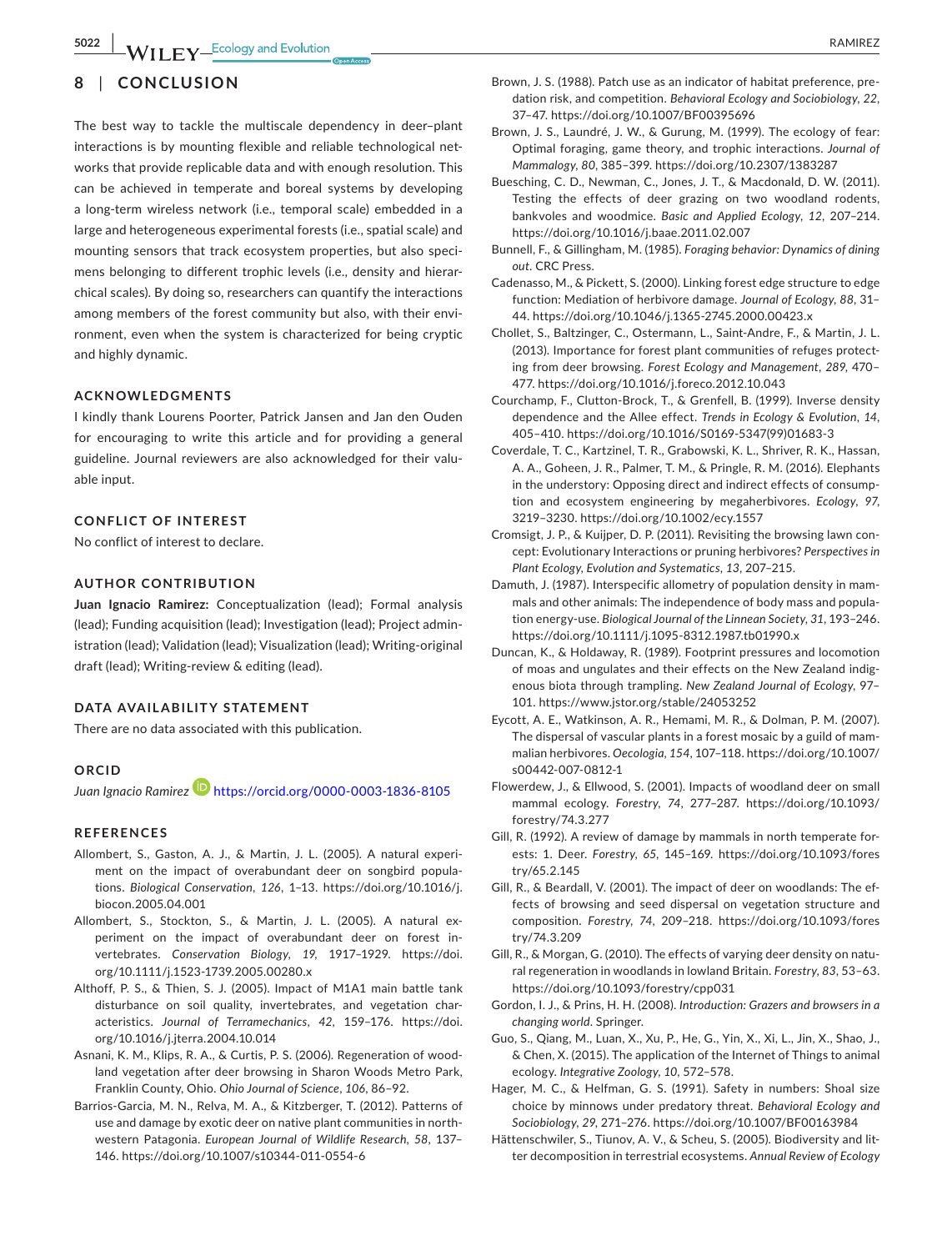## 8 | CONCLUSION

The best way to tackle the multiscale dependency in deer–plant interactions is by mounting flexible and reliable technological networks that provide replicable data and with enough resolution. This can be achieved in temperate and boreal systems by developing a long-term wireless network (i.e., temporal scale) embedded in a large and heterogeneous experimental forests (i.e., spatial scale) and mounting sensors that track ecosystem properties, but also specimens belonging to different trophic levels (i.e., density and hierarchical scales). By doing so, researchers can quantify the interactions among members of the forest community but also, with their environment, even when the system is characterized for being cryptic and highly dynamic.

### ACKNOWLEDGMENTS

I kindly thank Lourens Poorter, Patrick Jansen and Jan den Ouden for encouraging to write this article and for providing a general guideline. Journal reviewers are also acknowledged for their valuable input.

### CONFLICT OF INTEREST

No conflict of interest to declare.

### AUTHOR CONTRIBUTION

**Juan Ignacio Ramirez:** Conceptualization (lead); Formal analysis (lead); Funding acquisition (lead); Investigation (lead); Project administration (lead); Validation (lead); Visualization (lead); Writing-original draft (lead); Writing-review & editing (lead).

### DATA AVAILABILITY STATEMENT

There are no data associated with this publication.

### ORCID

*Juan Ignacio Ramirez* https://orcid.org/0000-0003-1836-8105

### REFERENCES

Allombert, S., Gaston, A. J., & Martin, J. L. (2005). A natural experiment on the impact of overabundant deer on songbird populations. *Biological Conservation*, *126*, 1–13. https://doi.org/10.1016/j.biocon.2005.04.001

Allombert, S., Stockton, S., & Martin, J. L. (2005). A natural experiment on the impact of overabundant deer on forest invertebrates. *Conservation Biology*, *19*, 1917–1929. https://doi.org/10.1111/j.1523-1739.2005.00280.x

Althoff, P. S., & Thien, S. J. (2005). Impact of M1A1 main battle tank disturbance on soil quality, invertebrates, and vegetation characteristics. *Journal of Terramechanics*, *42*, 159–176. https://doi.org/10.1016/j.jterra.2004.10.014

Asnani, K. M., Klips, R. A., & Curtis, P. S. (2006). Regeneration of woodland vegetation after deer browsing in Sharon Woods Metro Park, Franklin County, Ohio. *Ohio Journal of Science*, *106*, 86–92.

Barrios-Garcia, M. N., Relva, M. A., & Kitzberger, T. (2012). Patterns of use and damage by exotic deer on native plant communities in northwestern Patagonia. *European Journal of Wildlife Research*, *58*, 137–146. https://doi.org/10.1007/s10344-011-0554-6

Brown, J. S. (1988). Patch use as an indicator of habitat preference, predation risk, and competition. *Behavioral Ecology and Sociobiology*, *22*, 37–47. https://doi.org/10.1007/BF00395696

Brown, J. S., Laundré, J. W., & Gurung, M. (1999). The ecology of fear: Optimal foraging, game theory, and trophic interactions. *Journal of Mammalogy*, *80*, 385–399. https://doi.org/10.2307/1383287

Buesching, C. D., Newman, C., Jones, J. T., & Macdonald, D. W. (2011). Testing the effects of deer grazing on two woodland rodents, bankvoles and woodmice. *Basic and Applied Ecology*, *12*, 207–214. https://doi.org/10.1016/j.baae.2011.02.007

Bunnell, F., & Gillingham, M. (1985). *Foraging behavior: Dynamics of dining out*. CRC Press.

Cadenasso, M., & Pickett, S. (2000). Linking forest edge structure to edge function: Mediation of herbivore damage. *Journal of Ecology*, *88*, 31–44. https://doi.org/10.1046/j.1365-2745.2000.00423.x

Chollet, S., Baltzinger, C., Ostermann, L., Saint-Andre, F., & Martin, J. L. (2013). Importance for forest plant communities of refuges protecting from deer browsing. *Forest Ecology and Management*, *289*, 470–477. https://doi.org/10.1016/j.foreco.2012.10.043

Courchamp, F., Clutton-Brock, T., & Grenfell, B. (1999). Inverse density dependence and the Allee effect. *Trends in Ecology & Evolution*, *14*, 405–410. https://doi.org/10.1016/S0169-5347(99)01683-3

Coverdale, T. C., Kartzinel, T. R., Grabowski, K. L., Shriver, R. K., Hassan, A. A., Goheen, J. R., Palmer, T. M., & Pringle, R. M. (2016). Elephants in the understory: Opposing direct and indirect effects of consumption and ecosystem engineering by megaherbivores. *Ecology*, *97*, 3219–3230. https://doi.org/10.1002/ecy.1557

Cromsigt, J. P., & Kuijper, D. P. (2011). Revisiting the browsing lawn concept: Evolutionary Interactions or pruning herbivores? *Perspectives in Plant Ecology, Evolution and Systematics*, *13*, 207–215.

Damuth, J. (1987). Interspecific allometry of population density in mammals and other animals: The independence of body mass and population energy-use. *Biological Journal of the Linnean Society*, *31*, 193–246. https://doi.org/10.1111/j.1095-8312.1987.tb01990.x

Duncan, K., & Holdaway, R. (1989). Footprint pressures and locomotion of moas and ungulates and their effects on the New Zealand indigenous biota through trampling. *New Zealand Journal of Ecology*, 97–101. https://www.jstor.org/stable/24053252

Eycott, A. E., Watkinson, A. R., Hemami, M. R., & Dolman, P. M. (2007). The dispersal of vascular plants in a forest mosaic by a guild of mammalian herbivores. *Oecologia*, *154*, 107–118. https://doi.org/10.1007/s00442-007-0812-1

Flowerdew, J., & Ellwood, S. (2001). Impacts of woodland deer on small mammal ecology. *Forestry*, *74*, 277–287. https://doi.org/10.1093/forestry/74.3.277

Gill, R. (1992). A review of damage by mammals in north temperate forests: 1. Deer. *Forestry*, *65*, 145–169. https://doi.org/10.1093/forestry/65.2.145

Gill, R., & Beardall, V. (2001). The impact of deer on woodlands: The effects of browsing and seed dispersal on vegetation structure and composition. *Forestry*, *74*, 209–218. https://doi.org/10.1093/forestry/74.3.209

Gill, R., & Morgan, G. (2010). The effects of varying deer density on natural regeneration in woodlands in lowland Britain. *Forestry*, *83*, 53–63. https://doi.org/10.1093/forestry/cpp031

Gordon, I. J., & Prins, H. H. (2008). *Introduction: Grazers and browsers in a changing world*. Springer.

Guo, S., Qiang, M., Luan, X., Xu, P., He, G., Yin, X., Xi, L., Jin, X., Shao, J., & Chen, X. (2015). The application of the Internet of Things to animal ecology. *Integrative Zoology*, *10*, 572–578.

Hager, M. C., & Helfman, G. S. (1991). Safety in numbers: Shoal size choice by minnows under predatory threat. *Behavioral Ecology and Sociobiology*, *29*, 271–276. https://doi.org/10.1007/BF00163984

Hättenschwiler, S., Tiunov, A. V., & Scheu, S. (2005). Biodiversity and litter decomposition in terrestrial ecosystems. *Annual Review of Ecology*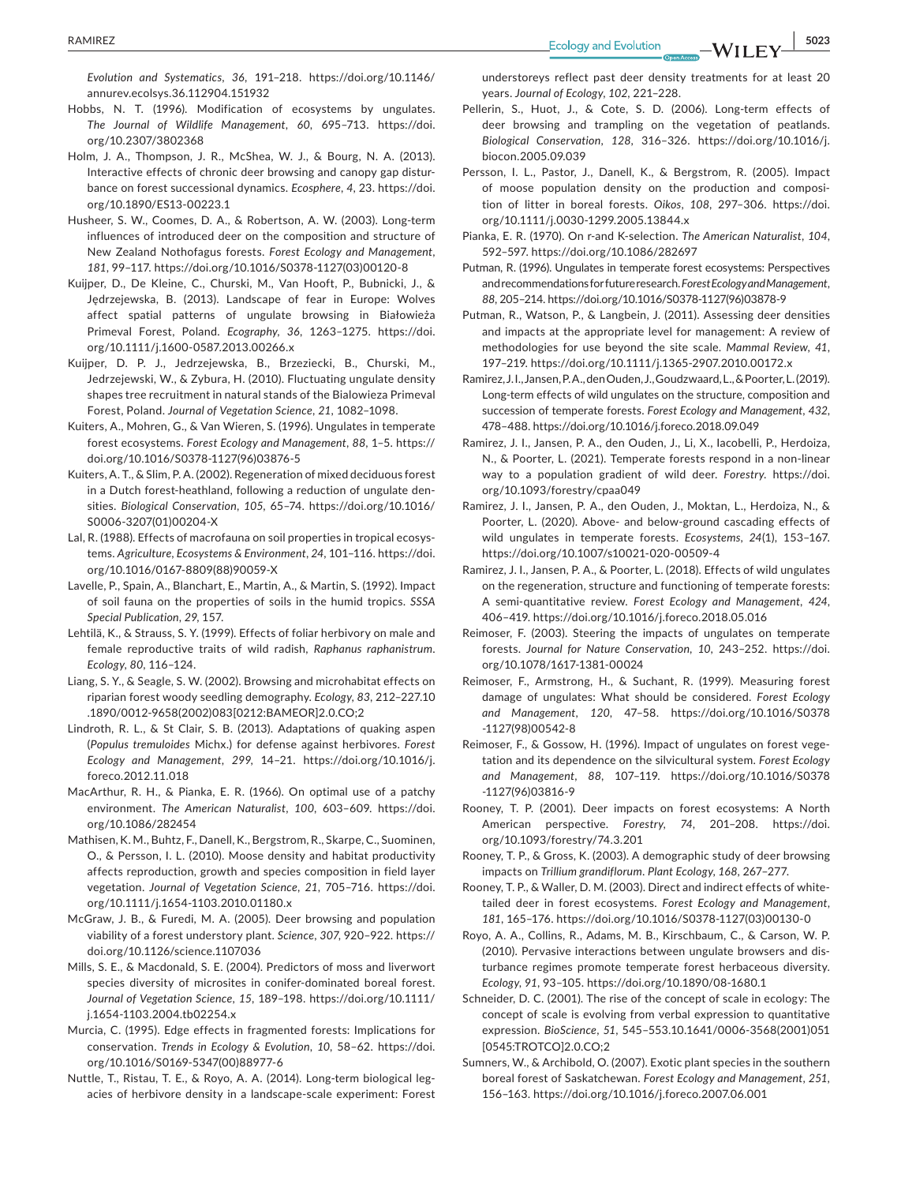*Evolution and Systematics*, *36*, 191–218. https://doi.org/10.1146/annurev.ecolsys.36.112904.151932

Hobbs, N. T. (1996). Modification of ecosystems by ungulates. *The Journal of Wildlife Management*, *60*, 695–713. https://doi.org/10.2307/3802368

Holm, J. A., Thompson, J. R., McShea, W. J., & Bourg, N. A. (2013). Interactive effects of chronic deer browsing and canopy gap disturbance on forest successional dynamics. *Ecosphere*, *4*, 23. https://doi.org/10.1890/ES13-00223.1

Husheer, S. W., Coomes, D. A., & Robertson, A. W. (2003). Long-term influences of introduced deer on the composition and structure of New Zealand Nothofagus forests. *Forest Ecology and Management*, *181*, 99–117. https://doi.org/10.1016/S0378-1127(03)00120-8

Kuijper, D., De Kleine, C., Churski, M., Van Hooft, P., Bubnicki, J., & Jędrzejewska, B. (2013). Landscape of fear in Europe: Wolves affect spatial patterns of ungulate browsing in Białowieża Primeval Forest, Poland. *Ecography*, *36*, 1263–1275. https://doi.org/10.1111/j.1600-0587.2013.00266.x

Kuijper, D. P. J., Jedrzejewska, B., Brzeziecki, B., Churski, M., Jedrzejewski, W., & Zybura, H. (2010). Fluctuating ungulate density shapes tree recruitment in natural stands of the Bialowieza Primeval Forest, Poland. *Journal of Vegetation Science*, *21*, 1082–1098.

Kuiters, A., Mohren, G., & Van Wieren, S. (1996). Ungulates in temperate forest ecosystems. *Forest Ecology and Management*, *88*, 1–5. https://doi.org/10.1016/S0378-1127(96)03876-5

Kuiters, A. T., & Slim, P. A. (2002). Regeneration of mixed deciduous forest in a Dutch forest-heathland, following a reduction of ungulate densities. *Biological Conservation*, *105*, 65–74. https://doi.org/10.1016/S0006-3207(01)00204-X

Lal, R. (1988). Effects of macrofauna on soil properties in tropical ecosystems. *Agriculture, Ecosystems & Environment*, *24*, 101–116. https://doi.org/10.1016/0167-8809(88)90059-X

Lavelle, P., Spain, A., Blanchart, E., Martin, A., & Martin, S. (1992). Impact of soil fauna on the properties of soils in the humid tropics. *SSSA Special Publication*, *29*, 157.

Lehtilä, K., & Strauss, S. Y. (1999). Effects of foliar herbivory on male and female reproductive traits of wild radish, *Raphanus raphanistrum*. *Ecology*, *80*, 116–124.

Liang, S. Y., & Seagle, S. W. (2002). Browsing and microhabitat effects on riparian forest woody seedling demography. *Ecology*, *83*, 212–227.10.1890/0012-9658(2002)083[0212:BAMEOR]2.0.CO;2

Lindroth, R. L., & St Clair, S. B. (2013). Adaptations of quaking aspen (*Populus tremuloides* Michx.) for defense against herbivores. *Forest Ecology and Management*, *299*, 14–21. https://doi.org/10.1016/j.foreco.2012.11.018

MacArthur, R. H., & Pianka, E. R. (1966). On optimal use of a patchy environment. *The American Naturalist*, *100*, 603–609. https://doi.org/10.1086/282454

Mathisen, K. M., Buhtz, F., Danell, K., Bergstrom, R., Skarpe, C., Suominen, O., & Persson, I. L. (2010). Moose density and habitat productivity affects reproduction, growth and species composition in field layer vegetation. *Journal of Vegetation Science*, *21*, 705–716. https://doi.org/10.1111/j.1654-1103.2010.01180.x

McGraw, J. B., & Furedi, M. A. (2005). Deer browsing and population viability of a forest understory plant. *Science*, *307*, 920–922. https://doi.org/10.1126/science.1107036

Mills, S. E., & Macdonald, S. E. (2004). Predictors of moss and liverwort species diversity of microsites in conifer-dominated boreal forest. *Journal of Vegetation Science*, *15*, 189–198. https://doi.org/10.1111/j.1654-1103.2004.tb02254.x

Murcia, C. (1995). Edge effects in fragmented forests: Implications for conservation. *Trends in Ecology & Evolution*, *10*, 58–62. https://doi.org/10.1016/S0169-5347(00)88977-6

Nuttle, T., Ristau, T. E., & Royo, A. A. (2014). Long-term biological legacies of herbivore density in a landscape-scale experiment: Forest understoreys reflect past deer density treatments for at least 20 years. *Journal of Ecology*, *102*, 221–228.

Pellerin, S., Huot, J., & Cote, S. D. (2006). Long-term effects of deer browsing and trampling on the vegetation of peatlands. *Biological Conservation*, *128*, 316–326. https://doi.org/10.1016/j.biocon.2005.09.039

Persson, I. L., Pastor, J., Danell, K., & Bergstrom, R. (2005). Impact of moose population density on the production and composition of litter in boreal forests. *Oikos*, *108*, 297–306. https://doi.org/10.1111/j.0030-1299.2005.13844.x

Pianka, E. R. (1970). On r-and K-selection. *The American Naturalist*, *104*, 592–597. https://doi.org/10.1086/282697

Putman, R. (1996). Ungulates in temperate forest ecosystems: Perspectives and recommendations for future research. *Forest Ecology and Management*, *88*, 205–214. https://doi.org/10.1016/S0378-1127(96)03878-9

Putman, R., Watson, P., & Langbein, J. (2011). Assessing deer densities and impacts at the appropriate level for management: A review of methodologies for use beyond the site scale. *Mammal Review*, *41*, 197–219. https://doi.org/10.1111/j.1365-2907.2010.00172.x

Ramirez, J. I., Jansen, P. A., den Ouden, J., Goudzwaard, L., & Poorter, L. (2019). Long-term effects of wild ungulates on the structure, composition and succession of temperate forests. *Forest Ecology and Management*, *432*, 478–488. https://doi.org/10.1016/j.foreco.2018.09.049

Ramirez, J. I., Jansen, P. A., den Ouden, J., Li, X., Iacobelli, P., Herdoiza, N., & Poorter, L. (2021). Temperate forests respond in a non-linear way to a population gradient of wild deer. *Forestry*. https://doi.org/10.1093/forestry/cpaa049

Ramirez, J. I., Jansen, P. A., den Ouden, J., Moktan, L., Herdoiza, N., & Poorter, L. (2020). Above- and below-ground cascading effects of wild ungulates in temperate forests. *Ecosystems*, *24*(1), 153–167. https://doi.org/10.1007/s10021-020-00509-4

Ramirez, J. I., Jansen, P. A., & Poorter, L. (2018). Effects of wild ungulates on the regeneration, structure and functioning of temperate forests: A semi-quantitative review. *Forest Ecology and Management*, *424*, 406–419. https://doi.org/10.1016/j.foreco.2018.05.016

Reimoser, F. (2003). Steering the impacts of ungulates on temperate forests. *Journal for Nature Conservation*, *10*, 243–252. https://doi.org/10.1078/1617-1381-00024

Reimoser, F., Armstrong, H., & Suchant, R. (1999). Measuring forest damage of ungulates: What should be considered. *Forest Ecology and Management*, *120*, 47–58. https://doi.org/10.1016/S0378-1127(98)00542-8

Reimoser, F., & Gossow, H. (1996). Impact of ungulates on forest vegetation and its dependence on the silvicultural system. *Forest Ecology and Management*, *88*, 107–119. https://doi.org/10.1016/S0378-1127(96)03816-9

Rooney, T. P. (2001). Deer impacts on forest ecosystems: A North American perspective. *Forestry*, *74*, 201–208. https://doi.org/10.1093/forestry/74.3.201

Rooney, T. P., & Gross, K. (2003). A demographic study of deer browsing impacts on *Trillium grandiflorum*. *Plant Ecology*, *168*, 267–277.

Rooney, T. P., & Waller, D. M. (2003). Direct and indirect effects of white-tailed deer in forest ecosystems. *Forest Ecology and Management*, *181*, 165–176. https://doi.org/10.1016/S0378-1127(03)00130-0

Royo, A. A., Collins, R., Adams, M. B., Kirschbaum, C., & Carson, W. P. (2010). Pervasive interactions between ungulate browsers and disturbance regimes promote temperate forest herbaceous diversity. *Ecology*, *91*, 93–105. https://doi.org/10.1890/08-1680.1

Schneider, D. C. (2001). The rise of the concept of scale in ecology: The concept of scale is evolving from verbal expression to quantitative expression. *BioScience*, *51*, 545–553.10.1641/0006-3568(2001)051[0545:TROTCO]2.0.CO;2

Sumners, W., & Archibold, O. (2007). Exotic plant species in the southern boreal forest of Saskatchewan. *Forest Ecology and Management*, *251*, 156–163. https://doi.org/10.1016/j.foreco.2007.06.001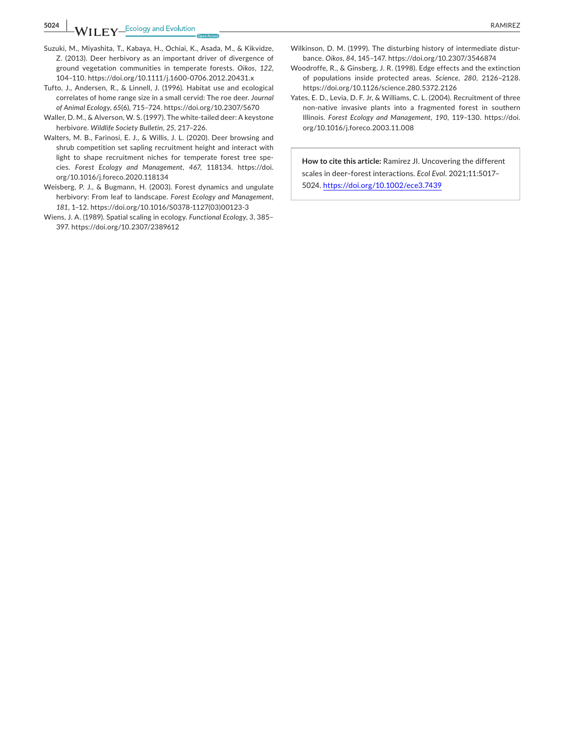Suzuki, M., Miyashita, T., Kabaya, H., Ochiai, K., Asada, M., & Kikvidze, Z. (2013). Deer herbivory as an important driver of divergence of ground vegetation communities in temperate forests. *Oikos*, *122*, 104–110. https://doi.org/10.1111/j.1600-0706.2012.20431.x

Tufto, J., Andersen, R., & Linnell, J. (1996). Habitat use and ecological correlates of home range size in a small cervid: The roe deer. *Journal of Animal Ecology*, *65*(6), 715–724. https://doi.org/10.2307/5670

Waller, D. M., & Alverson, W. S. (1997). The white-tailed deer: A keystone herbivore. *Wildlife Society Bulletin*, *25*, 217–226.

Walters, M. B., Farinosi, E. J., & Willis, J. L. (2020). Deer browsing and shrub competition set sapling recruitment height and interact with light to shape recruitment niches for temperate forest tree species. *Forest Ecology and Management*, *467*, 118134. https://doi.org/10.1016/j.foreco.2020.118134

Weisberg, P. J., & Bugmann, H. (2003). Forest dynamics and ungulate herbivory: From leaf to landscape. *Forest Ecology and Management*, *181*, 1–12. https://doi.org/10.1016/S0378-1127(03)00123-3

Wiens, J. A. (1989). Spatial scaling in ecology. *Functional Ecology*, *3*, 385–397. https://doi.org/10.2307/2389612

Wilkinson, D. M. (1999). The disturbing history of intermediate disturbance. *Oikos*, *84*, 145–147. https://doi.org/10.2307/3546874

Woodroffe, R., & Ginsberg, J. R. (1998). Edge effects and the extinction of populations inside protected areas. *Science*, *280*, 2126–2128. https://doi.org/10.1126/science.280.5372.2126

Yates, E. D., Levia, D. F. Jr, & Williams, C. L. (2004). Recruitment of three non-native invasive plants into a fragmented forest in southern Illinois. *Forest Ecology and Management*, *190*, 119–130. https://doi.org/10.1016/j.foreco.2003.11.008

**How to cite this article:** Ramirez JI. Uncovering the different scales in deer–forest interactions. *Ecol Evol*. 2021;11:5017–5024. https://doi.org/10.1002/ece3.7439